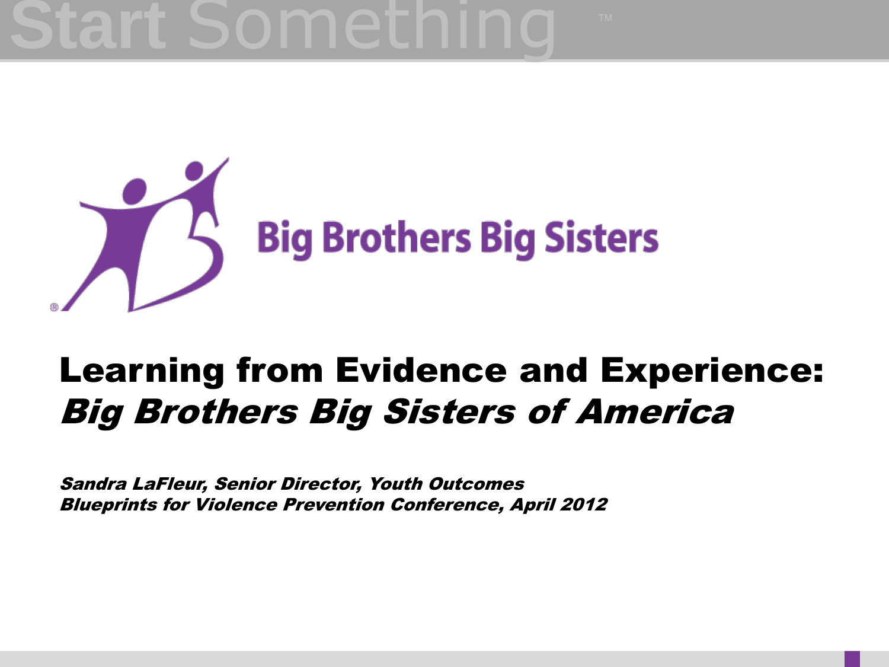Start Something™

Big Brothers Big Sisters

# Learning from Evidence and Experience: *Big Brothers Big Sisters of America*

***Sandra LaFleur, Senior Director, Youth Outcomes***
***Blueprints for Violence Prevention Conference, April 2012***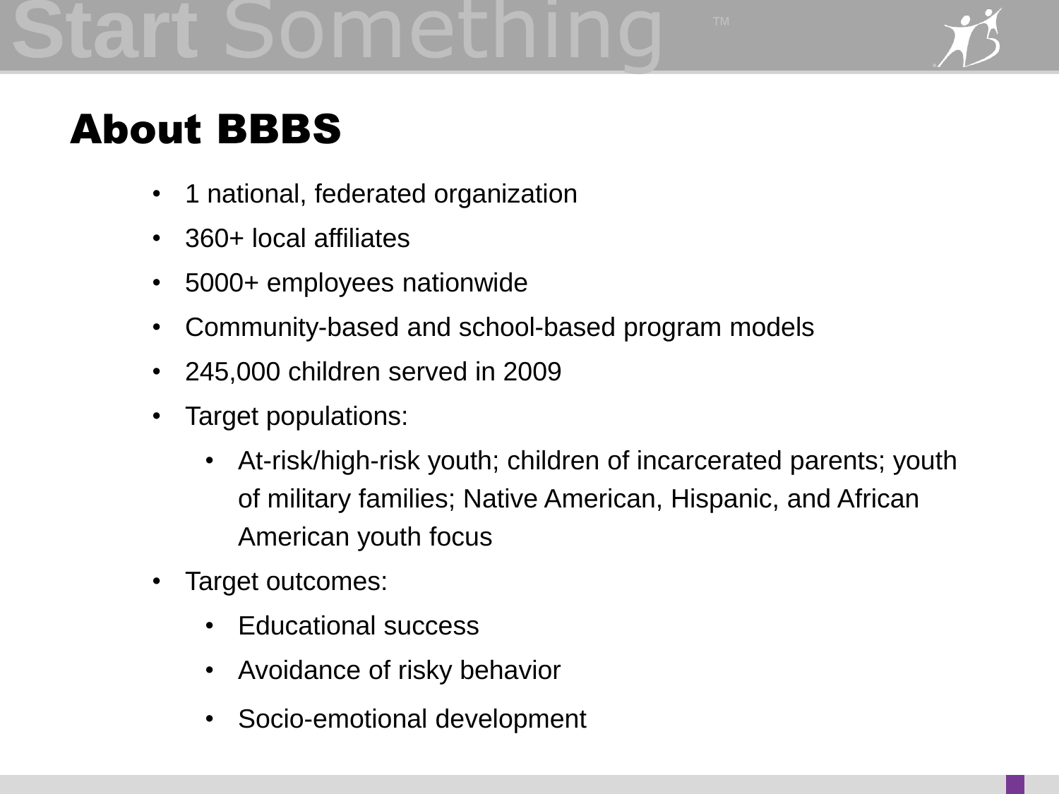# About BBBS

- 1 national, federated organization
- 360+ local affiliates
- 5000+ employees nationwide
- Community-based and school-based program models
- 245,000 children served in 2009
- Target populations:
  - At-risk/high-risk youth; children of incarcerated parents; youth of military families; Native American, Hispanic, and African American youth focus
- Target outcomes:
  - Educational success
  - Avoidance of risky behavior
  - Socio-emotional development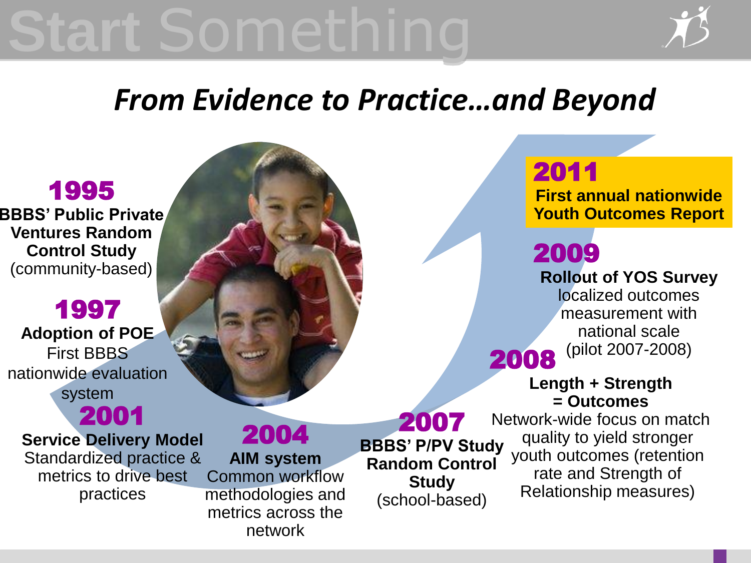# Start Something

## *From Evidence to Practice…and Beyond*

**1995**
**BBBS' Public Private Ventures Random Control Study** (community-based)

**1997**
**Adoption of POE**
First BBBS nationwide evaluation system

**2001**
**Service Delivery Model**
Standardized practice & metrics to drive best practices

**2004**
**AIM system**
Common workflow methodologies and metrics across the network

**2007**
**BBBS' P/PV Study Random Control Study**
(school-based)

**2008**
**Length + Strength = Outcomes**
Network-wide focus on match quality to yield stronger youth outcomes (retention rate and Strength of Relationship measures)

**2009**
**Rollout of YOS Survey**
localized outcomes measurement with national scale (pilot 2007-2008)

**2011**
**First annual nationwide Youth Outcomes Report**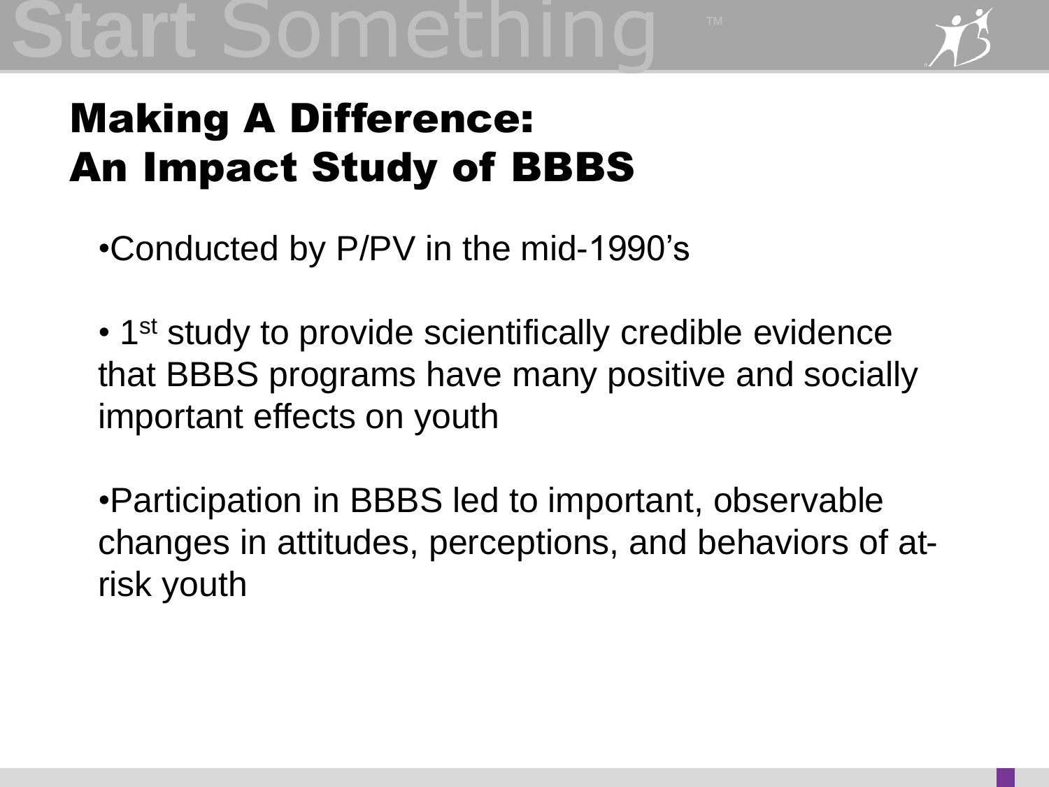# Making A Difference: An Impact Study of BBBS

- Conducted by P/PV in the mid-1990's
- 1st study to provide scientifically credible evidence that BBBS programs have many positive and socially important effects on youth
- Participation in BBBS led to important, observable changes in attitudes, perceptions, and behaviors of at-risk youth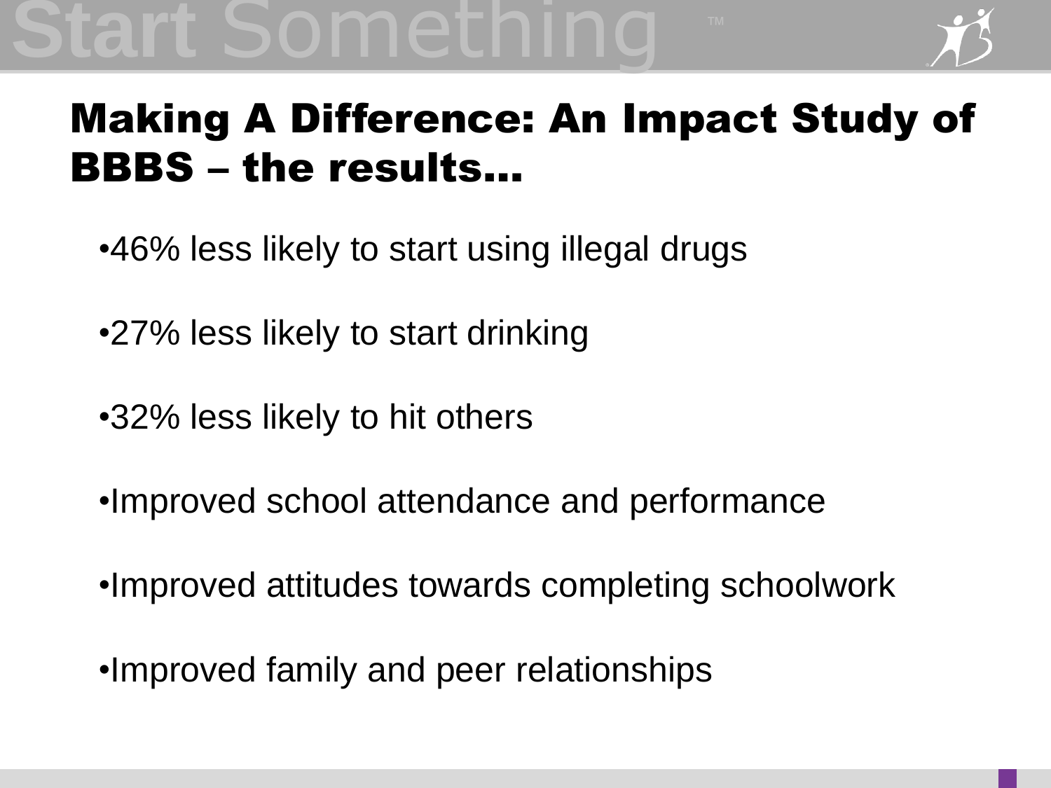# Making A Difference: An Impact Study of BBBS – the results…

- 46% less likely to start using illegal drugs
- 27% less likely to start drinking
- 32% less likely to hit others
- Improved school attendance and performance
- Improved attitudes towards completing schoolwork
- Improved family and peer relationships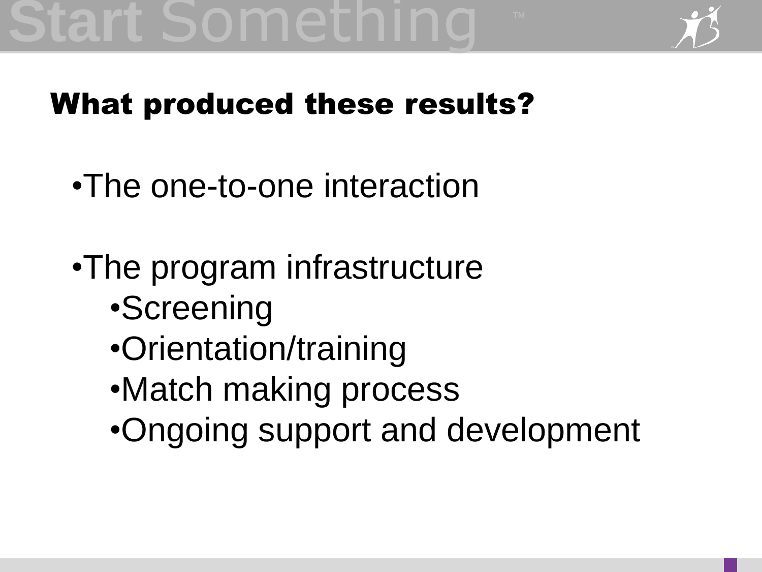## What produced these results?

- The one-to-one interaction
- The program infrastructure
  - Screening
  - Orientation/training
  - Match making process
  - Ongoing support and development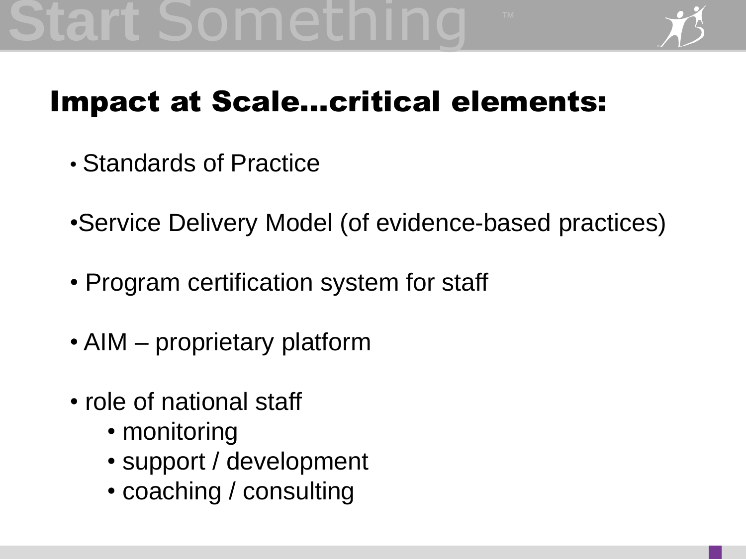## Impact at Scale…critical elements:

- Standards of Practice
- Service Delivery Model (of evidence-based practices)
- Program certification system for staff
- AIM – proprietary platform
- role of national staff
  - monitoring
  - support / development
  - coaching / consulting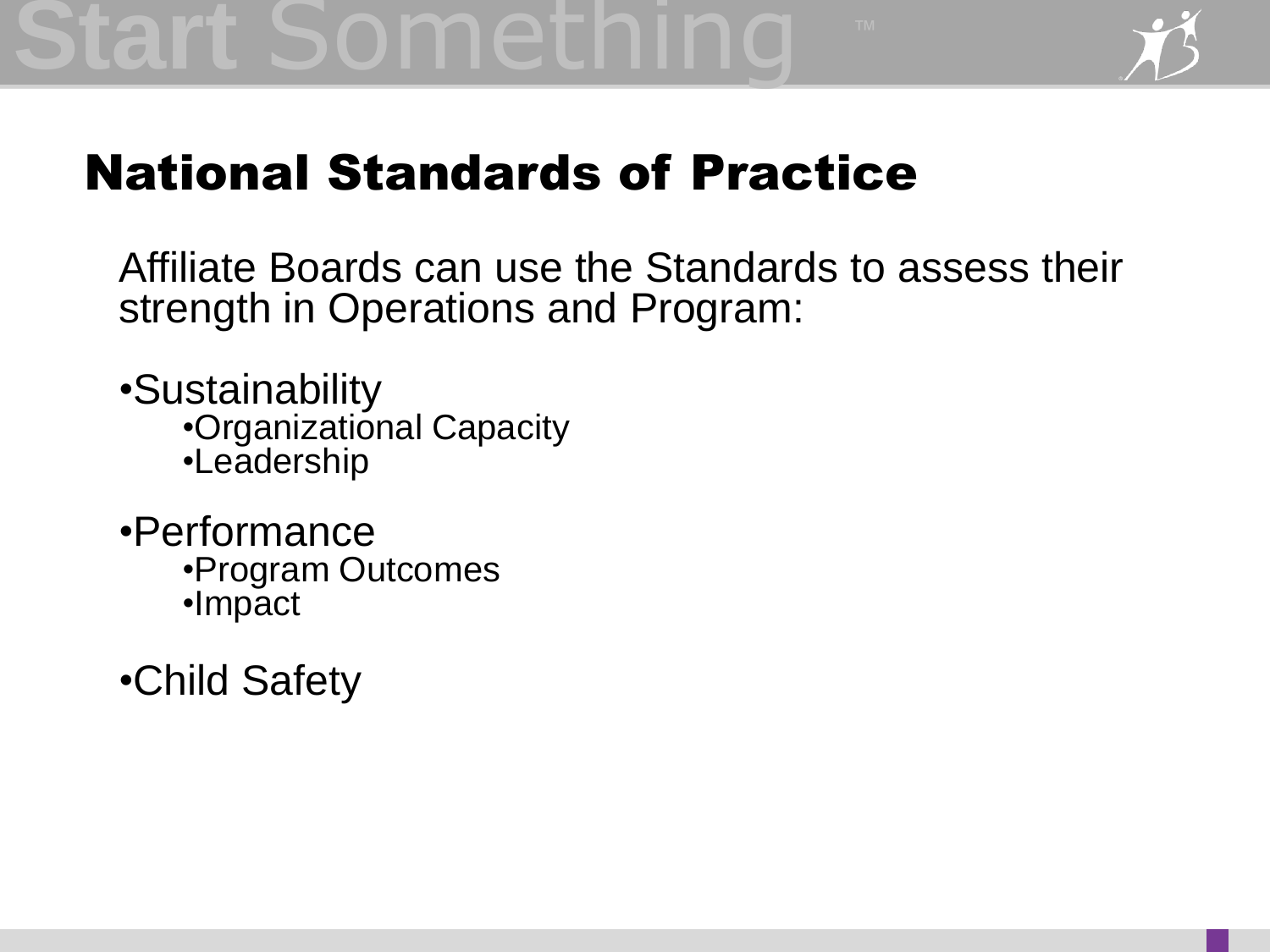## National Standards of Practice

Affiliate Boards can use the Standards to assess their strength in Operations and Program:

- Sustainability
  - Organizational Capacity
  - Leadership
- Performance
  - Program Outcomes
  - Impact
- Child Safety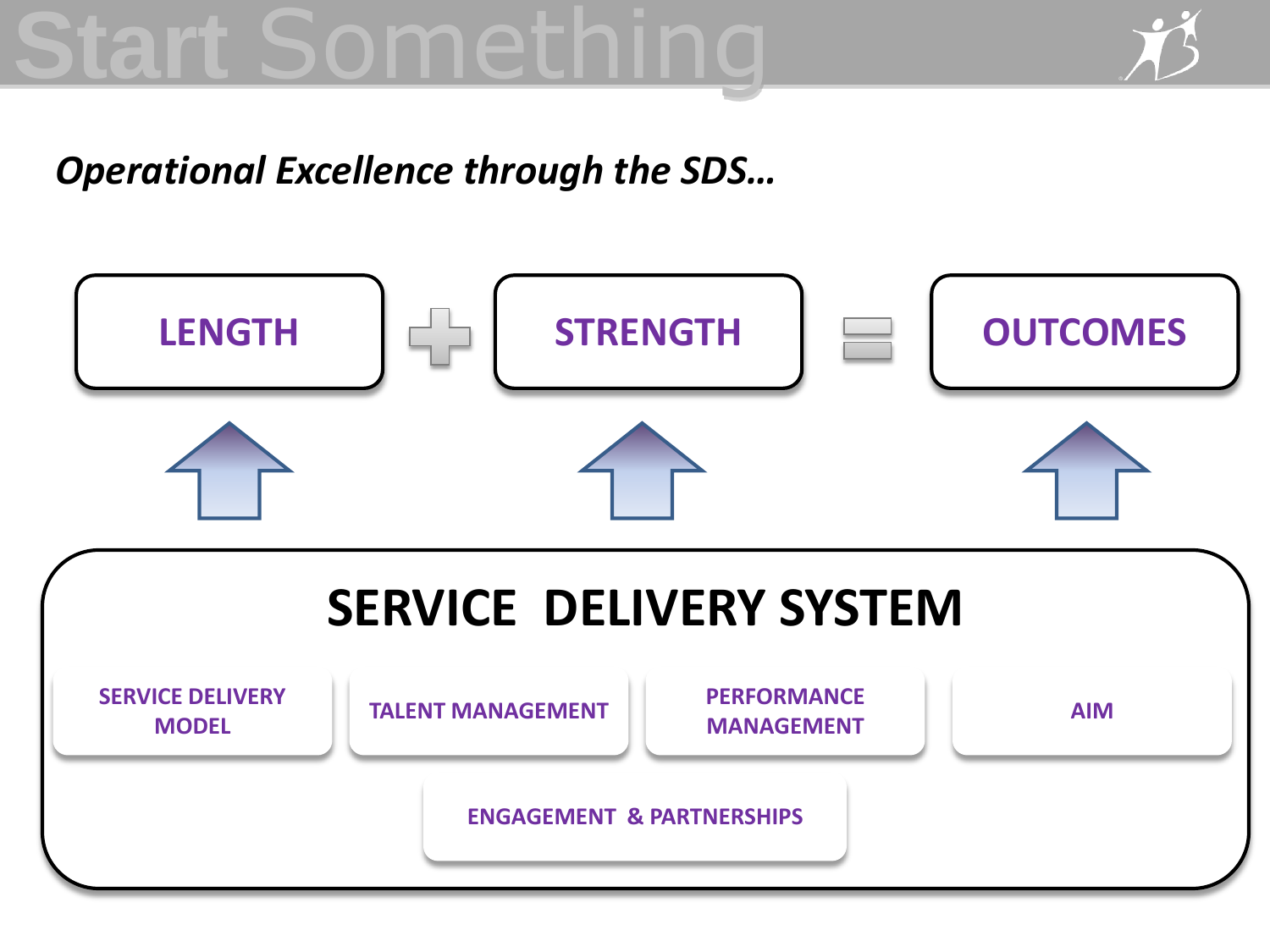# Start Something

*Operational Excellence through the SDS…*

**LENGTH** + **STRENGTH** = **OUTCOMES**

## SERVICE DELIVERY SYSTEM

- SERVICE DELIVERY MODEL
- TALENT MANAGEMENT
- PERFORMANCE MANAGEMENT
- AIM
- ENGAGEMENT & PARTNERSHIPS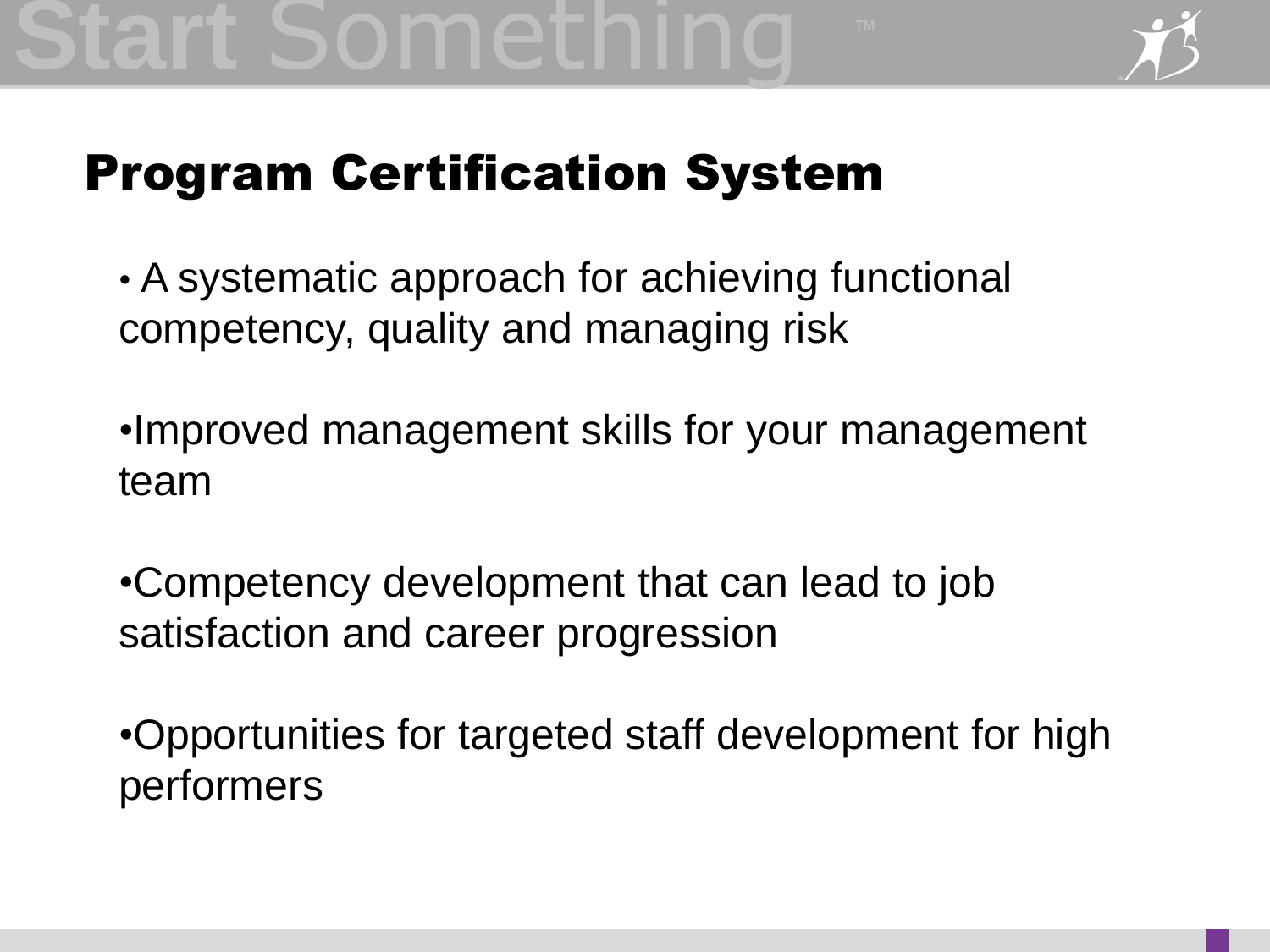## Program Certification System

- A systematic approach for achieving functional competency, quality and managing risk
- Improved management skills for your management team
- Competency development that can lead to job satisfaction and career progression
- Opportunities for targeted staff development for high performers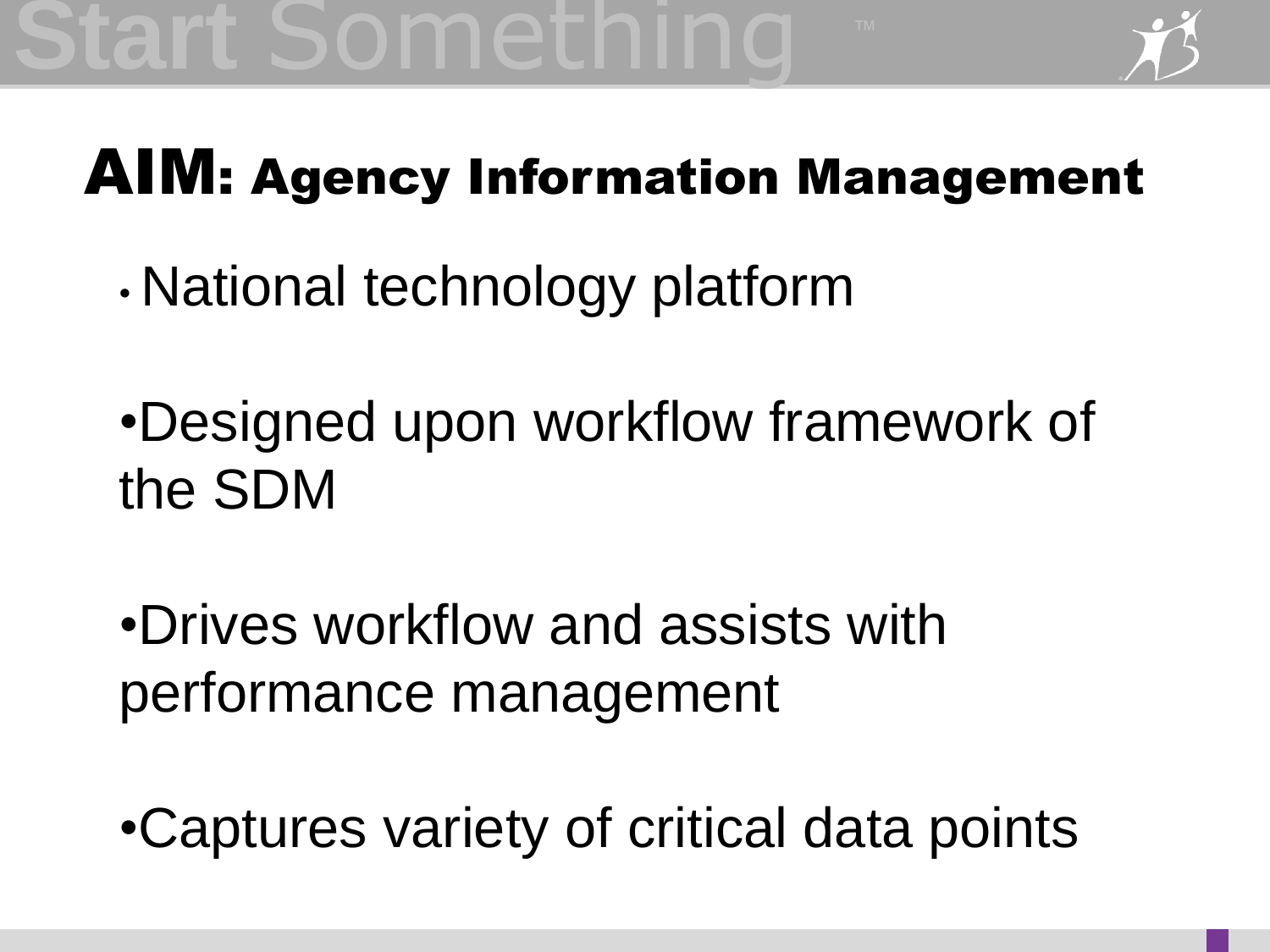# AIM: Agency Information Management

- National technology platform
- Designed upon workflow framework of the SDM
- Drives workflow and assists with performance management
- Captures variety of critical data points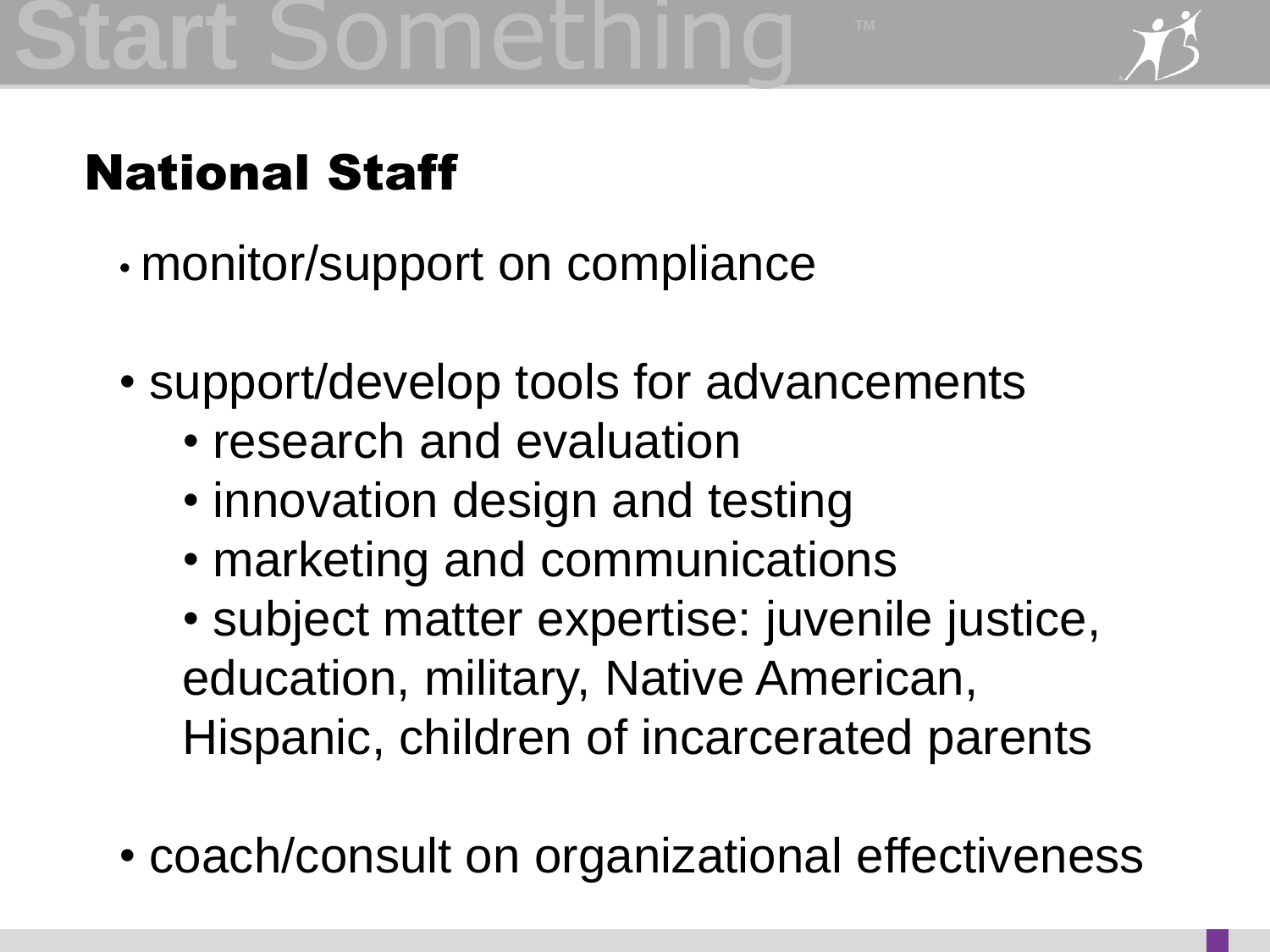# National Staff

- monitor/support on compliance
- support/develop tools for advancements
  - research and evaluation
  - innovation design and testing
  - marketing and communications
  - subject matter expertise: juvenile justice, education, military, Native American, Hispanic, children of incarcerated parents
- coach/consult on organizational effectiveness